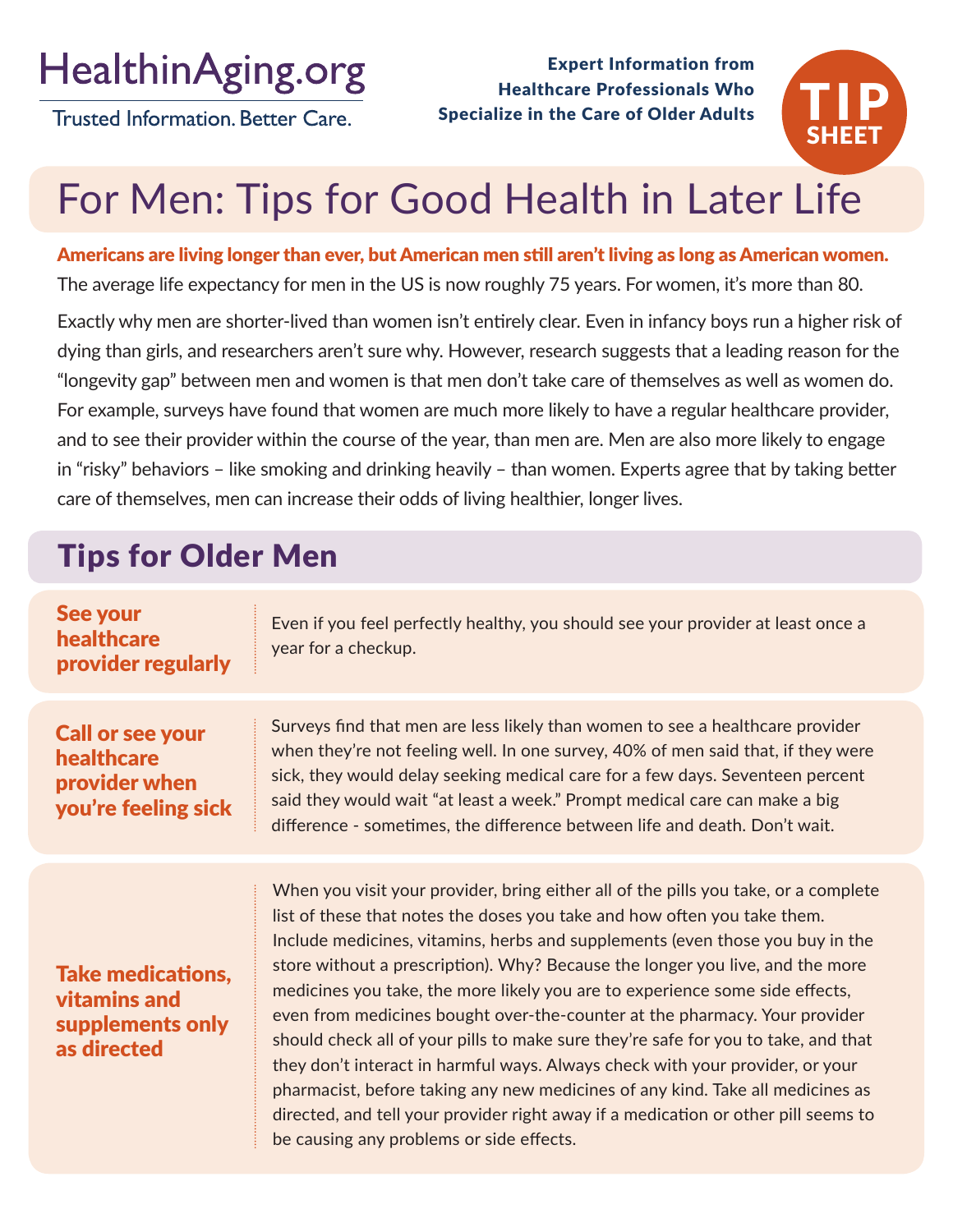HealthinAging.org

Trusted Information. Better Care.

**Expert Information from Healthcare Professionals Who Specialize in the Care of Older Adults**

TIP SHEET

# For Men: Tips for Good Health in Later Life

**Americans are living longer than ever, but American men still aren't living as long as American women.** The average life expectancy for men in the US is now roughly 75 years. For women, it's more than 80.

Exactly why men are shorter-lived than women isn't entirely clear. Even in infancy boys run a higher risk of dying than girls, and researchers aren't sure why. However, research suggests that a leading reason for the "longevity gap" between men and women is that men don't take care of themselves as well as women do. For example, surveys have found that women are much more likely to have a regular healthcare provider, and to see their provider within the course of the year, than men are. Men are also more likely to engage in "risky" behaviors – like smoking and drinking heavily – than women. Experts agree that by taking better care of themselves, men can increase their odds of living healthier, longer lives.

## Tips for Older Men

**See your healthcare provider regularly**

Even if you feel perfectly healthy, you should see your provider at least once a year for a checkup.

**Call or see your healthcare provider when you're feeling sick**

Surveys find that men are less likely than women to see a healthcare provider when they're not feeling well. In one survey, 40% of men said that, if they were sick, they would delay seeking medical care for a few days. Seventeen percent said they would wait "at least a week." Prompt medical care can make a big difference - sometimes, the difference between life and death. Don't wait.

**Take medications, vitamins and supplements only as directed**

When you visit your provider, bring either all of the pills you take, or a complete list of these that notes the doses you take and how often you take them. Include medicines, vitamins, herbs and supplements (even those you buy in the store without a prescription). Why? Because the longer you live, and the more medicines you take, the more likely you are to experience some side effects, even from medicines bought over-the-counter at the pharmacy. Your provider should check all of your pills to make sure they're safe for you to take, and that they don't interact in harmful ways. Always check with your provider, or your pharmacist, before taking any new medicines of any kind. Take all medicines as directed, and tell your provider right away if a medication or other pill seems to be causing any problems or side effects.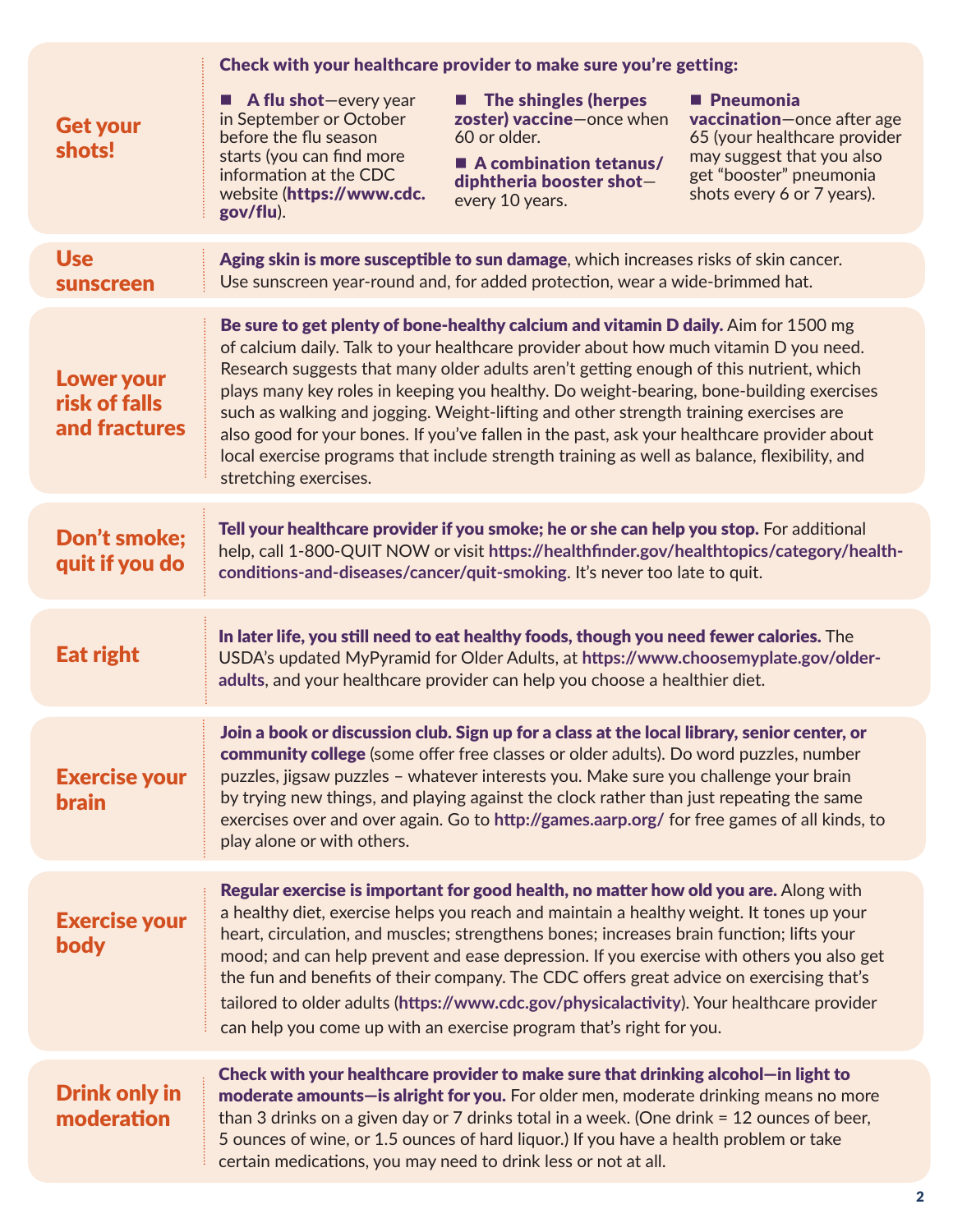## Get your shots!

**Check with your healthcare provider to make sure you're getting:**

- **A flu shot**—every year in September or October before the flu season starts (you can find more information at the CDC website (**https://www.cdc.gov/flu**).
- **The shingles (herpes zoster) vaccine**—once when 60 or older.
- **A combination tetanus/diphtheria booster shot**—every 10 years.
- **Pneumonia vaccination**—once after age 65 (your healthcare provider may suggest that you also get "booster" pneumonia shots every 6 or 7 years).

## Use sunscreen

**Aging skin is more susceptible to sun damage**, which increases risks of skin cancer. Use sunscreen year-round and, for added protection, wear a wide-brimmed hat.

## Lower your risk of falls and fractures

**Be sure to get plenty of bone-healthy calcium and vitamin D daily.** Aim for 1500 mg of calcium daily. Talk to your healthcare provider about how much vitamin D you need. Research suggests that many older adults aren't getting enough of this nutrient, which plays many key roles in keeping you healthy. Do weight-bearing, bone-building exercises such as walking and jogging. Weight-lifting and other strength training exercises are also good for your bones. If you've fallen in the past, ask your healthcare provider about local exercise programs that include strength training as well as balance, flexibility, and stretching exercises.

## Don't smoke; quit if you do

**Tell your healthcare provider if you smoke; he or she can help you stop.** For additional help, call 1-800-QUIT NOW or visit **https://healthfinder.gov/healthtopics/category/health-conditions-and-diseases/cancer/quit-smoking**. It's never too late to quit.

## Eat right

**In later life, you still need to eat healthy foods, though you need fewer calories.** The USDA's updated MyPyramid for Older Adults, at **https://www.choosemyplate.gov/older-adults**, and your healthcare provider can help you choose a healthier diet.

## Exercise your brain

**Join a book or discussion club. Sign up for a class at the local library, senior center, or community college** (some offer free classes or older adults). Do word puzzles, number puzzles, jigsaw puzzles – whatever interests you. Make sure you challenge your brain by trying new things, and playing against the clock rather than just repeating the same exercises over and over again. Go to **http://games.aarp.org/** for free games of all kinds, to play alone or with others.

## Exercise your body

**Regular exercise is important for good health, no matter how old you are.** Along with a healthy diet, exercise helps you reach and maintain a healthy weight. It tones up your heart, circulation, and muscles; strengthens bones; increases brain function; lifts your mood; and can help prevent and ease depression. If you exercise with others you also get the fun and benefits of their company. The CDC offers great advice on exercising that's tailored to older adults (**https://www.cdc.gov/physicalactivity**). Your healthcare provider can help you come up with an exercise program that's right for you.

## Drink only in moderation

**Check with your healthcare provider to make sure that drinking alcohol—in light to moderate amounts—is alright for you.** For older men, moderate drinking means no more than 3 drinks on a given day or 7 drinks total in a week. (One drink = 12 ounces of beer, 5 ounces of wine, or 1.5 ounces of hard liquor.) If you have a health problem or take certain medications, you may need to drink less or not at all.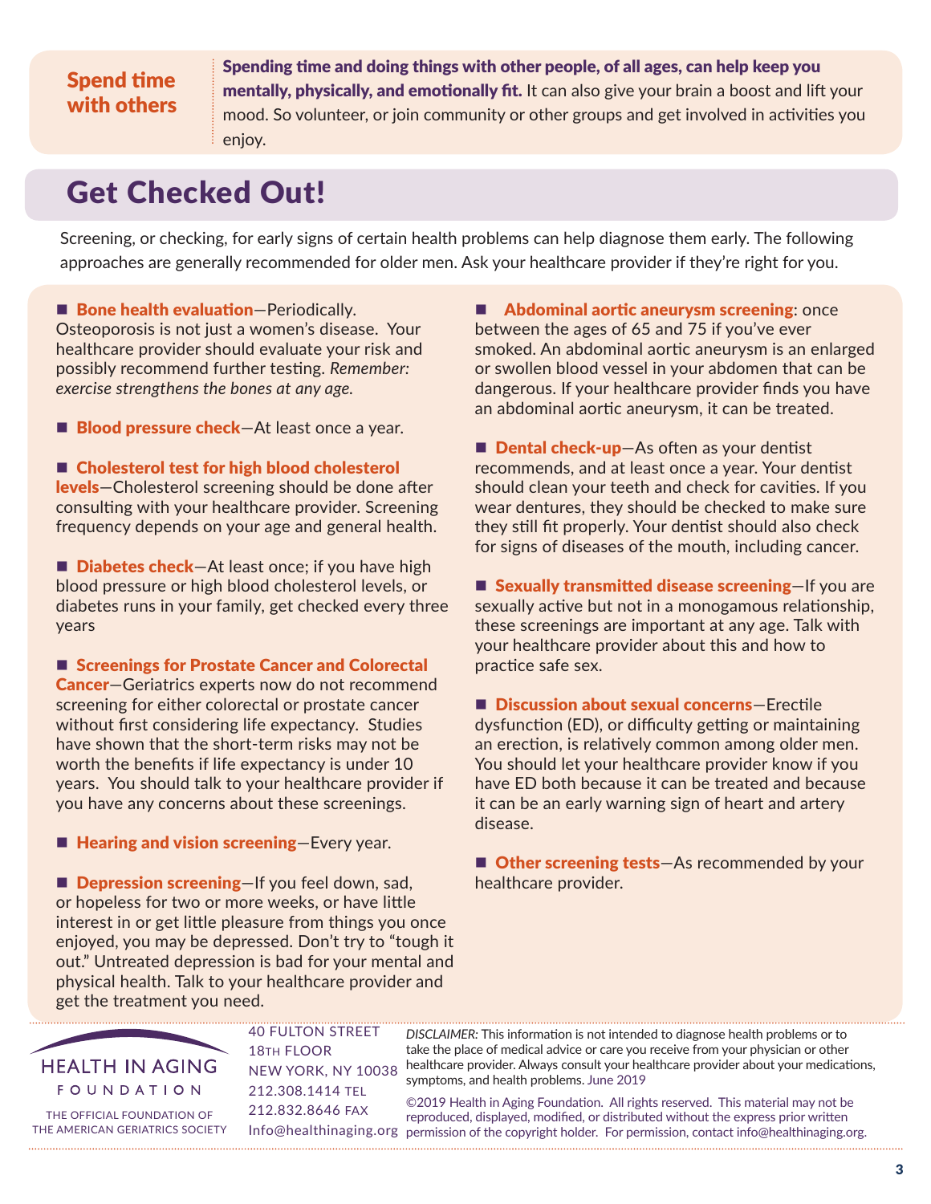**Spend time with others**

**Spending time and doing things with other people, of all ages, can help keep you mentally, physically, and emotionally fit.** It can also give your brain a boost and lift your mood. So volunteer, or join community or other groups and get involved in activities you enjoy.

## Get Checked Out!

Screening, or checking, for early signs of certain health problems can help diagnose them early. The following approaches are generally recommended for older men. Ask your healthcare provider if they're right for you.

- **Bone health evaluation**—Periodically. Osteoporosis is not just a women's disease. Your healthcare provider should evaluate your risk and possibly recommend further testing. *Remember: exercise strengthens the bones at any age.*

- **Blood pressure check**—At least once a year.

- **Cholesterol test for high blood cholesterol levels**—Cholesterol screening should be done after consulting with your healthcare provider. Screening frequency depends on your age and general health.

- **Diabetes check**—At least once; if you have high blood pressure or high blood cholesterol levels, or diabetes runs in your family, get checked every three years

- **Screenings for Prostate Cancer and Colorectal Cancer**—Geriatrics experts now do not recommend screening for either colorectal or prostate cancer without first considering life expectancy. Studies have shown that the short-term risks may not be worth the benefits if life expectancy is under 10 years. You should talk to your healthcare provider if you have any concerns about these screenings.

- **Hearing and vision screening**—Every year.

- **Depression screening**—If you feel down, sad, or hopeless for two or more weeks, or have little interest in or get little pleasure from things you once enjoyed, you may be depressed. Don't try to "tough it out." Untreated depression is bad for your mental and physical health. Talk to your healthcare provider and get the treatment you need.

- **Abdominal aortic aneurysm screening**: once between the ages of 65 and 75 if you've ever smoked. An abdominal aortic aneurysm is an enlarged or swollen blood vessel in your abdomen that can be dangerous. If your healthcare provider finds you have an abdominal aortic aneurysm, it can be treated.

- **Dental check-up**—As often as your dentist recommends, and at least once a year. Your dentist should clean your teeth and check for cavities. If you wear dentures, they should be checked to make sure they still fit properly. Your dentist should also check for signs of diseases of the mouth, including cancer.

- **Sexually transmitted disease screening**—If you are sexually active but not in a monogamous relationship, these screenings are important at any age. Talk with your healthcare provider about this and how to practice safe sex.

- **Discussion about sexual concerns**—Erectile dysfunction (ED), or difficulty getting or maintaining an erection, is relatively common among older men. You should let your healthcare provider know if you have ED both because it can be treated and because it can be an early warning sign of heart and artery disease.

- **Other screening tests**—As recommended by your healthcare provider.

HEALTH IN AGING FOUNDATION
THE OFFICIAL FOUNDATION OF THE AMERICAN GERIATRICS SOCIETY

40 FULTON STREET
18TH FLOOR
NEW YORK, NY 10038
212.308.1414 TEL
212.832.8646 FAX
Info@healthinaging.org

*DISCLAIMER:* This information is not intended to diagnose health problems or to take the place of medical advice or care you receive from your physician or other healthcare provider. Always consult your healthcare provider about your medications, symptoms, and health problems. June 2019

©2019 Health in Aging Foundation. All rights reserved. This material may not be reproduced, displayed, modified, or distributed without the express prior written permission of the copyright holder. For permission, contact info@healthinaging.org.